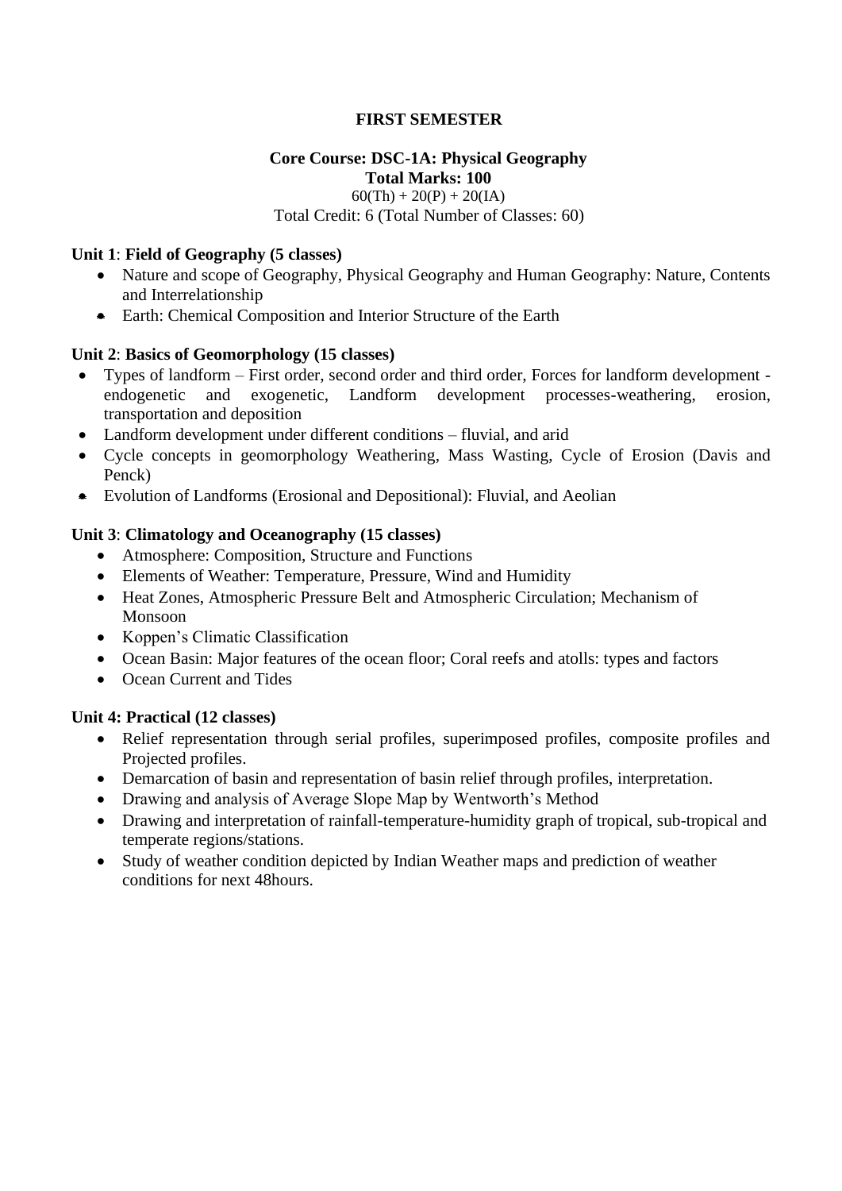**FIRST SEMESTER**

**Core Course: DSC-1A: Physical Geography**
**Total Marks: 100**
60(Th) + 20(P) + 20(IA)
Total Credit: 6 (Total Number of Classes: 60)

**Unit 1**: **Field of Geography (5 classes)**

- Nature and scope of Geography, Physical Geography and Human Geography: Nature, Contents and Interrelationship
- Earth: Chemical Composition and Interior Structure of the Earth

**Unit 2**: **Basics of Geomorphology (15 classes)**

- Types of landform – First order, second order and third order, Forces for landform development - endogenetic and exogenetic, Landform development processes-weathering, erosion, transportation and deposition
- Landform development under different conditions – fluvial, and arid
- Cycle concepts in geomorphology Weathering, Mass Wasting, Cycle of Erosion (Davis and Penck)
- Evolution of Landforms (Erosional and Depositional): Fluvial, and Aeolian

**Unit 3**: **Climatology and Oceanography (15 classes)**

- Atmosphere: Composition, Structure and Functions
- Elements of Weather: Temperature, Pressure, Wind and Humidity
- Heat Zones, Atmospheric Pressure Belt and Atmospheric Circulation; Mechanism of Monsoon
- Koppen's Climatic Classification
- Ocean Basin: Major features of the ocean floor; Coral reefs and atolls: types and factors
- Ocean Current and Tides

**Unit 4: Practical (12 classes)**

- Relief representation through serial profiles, superimposed profiles, composite profiles and Projected profiles.
- Demarcation of basin and representation of basin relief through profiles, interpretation.
- Drawing and analysis of Average Slope Map by Wentworth's Method
- Drawing and interpretation of rainfall-temperature-humidity graph of tropical, sub-tropical and temperate regions/stations.
- Study of weather condition depicted by Indian Weather maps and prediction of weather conditions for next 48hours.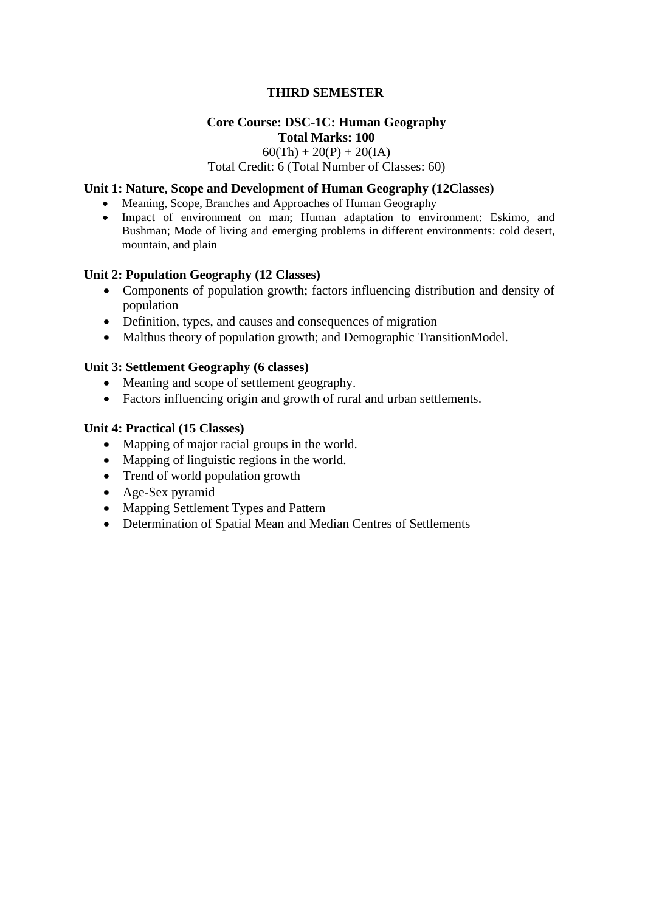# THIRD SEMESTER

## Core Course: DSC-1C: Human Geography

**Total Marks: 100**

60(Th) + 20(P) + 20(IA)

Total Credit: 6 (Total Number of Classes: 60)

### Unit 1: Nature, Scope and Development of Human Geography (12Classes)

- Meaning, Scope, Branches and Approaches of Human Geography
- Impact of environment on man; Human adaptation to environment: Eskimo, and Bushman; Mode of living and emerging problems in different environments: cold desert, mountain, and plain

### Unit 2: Population Geography (12 Classes)

- Components of population growth; factors influencing distribution and density of population
- Definition, types, and causes and consequences of migration
- Malthus theory of population growth; and Demographic TransitionModel.

### Unit 3: Settlement Geography (6 classes)

- Meaning and scope of settlement geography.
- Factors influencing origin and growth of rural and urban settlements.

### Unit 4: Practical (15 Classes)

- Mapping of major racial groups in the world.
- Mapping of linguistic regions in the world.
- Trend of world population growth
- Age-Sex pyramid
- Mapping Settlement Types and Pattern
- Determination of Spatial Mean and Median Centres of Settlements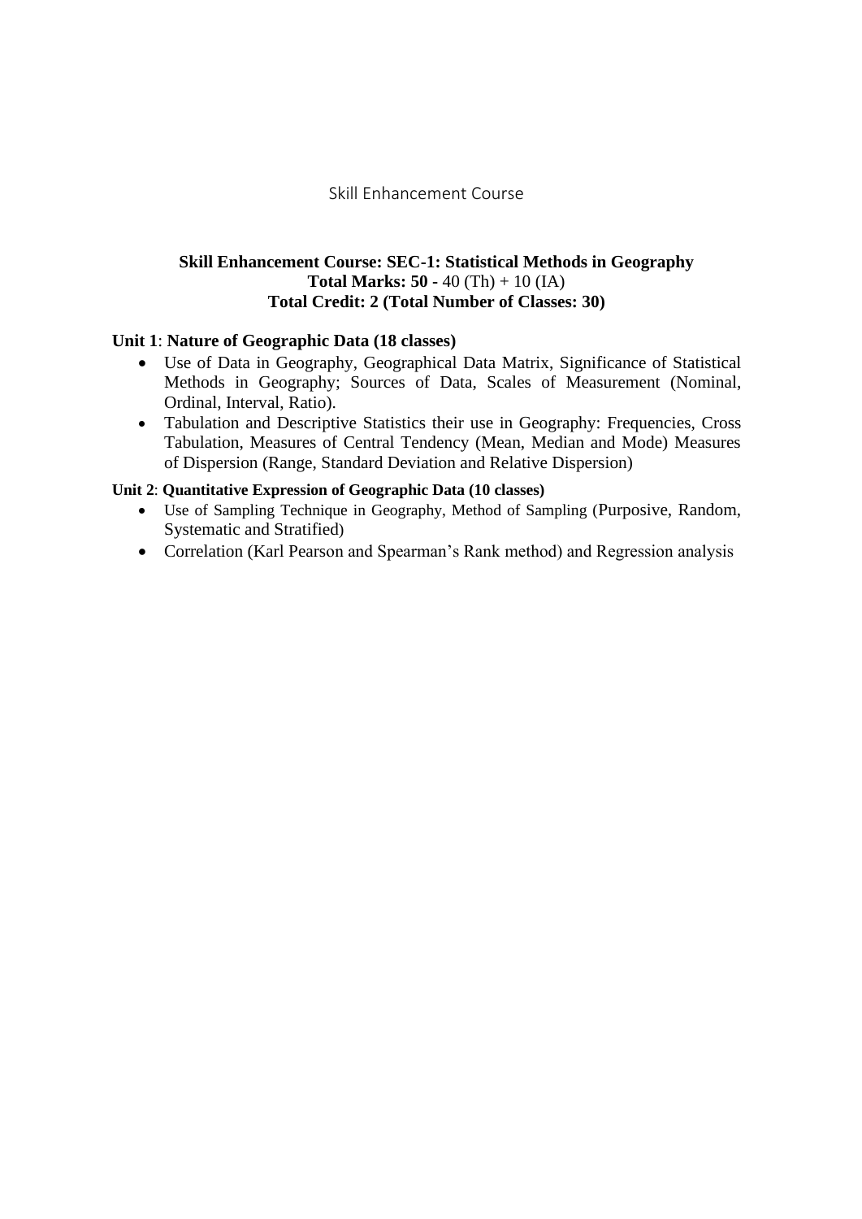Skill Enhancement Course

**Skill Enhancement Course: SEC-1: Statistical Methods in Geography**
**Total Marks: 50 -** 40 (Th) + 10 (IA)
**Total Credit: 2 (Total Number of Classes: 30)**

**Unit 1**: **Nature of Geographic Data (18 classes)**

- Use of Data in Geography, Geographical Data Matrix, Significance of Statistical Methods in Geography; Sources of Data, Scales of Measurement (Nominal, Ordinal, Interval, Ratio).
- Tabulation and Descriptive Statistics their use in Geography: Frequencies, Cross Tabulation, Measures of Central Tendency (Mean, Median and Mode) Measures of Dispersion (Range, Standard Deviation and Relative Dispersion)

**Unit 2**: **Quantitative Expression of Geographic Data (10 classes)**

- Use of Sampling Technique in Geography, Method of Sampling (Purposive, Random, Systematic and Stratified)
- Correlation (Karl Pearson and Spearman's Rank method) and Regression analysis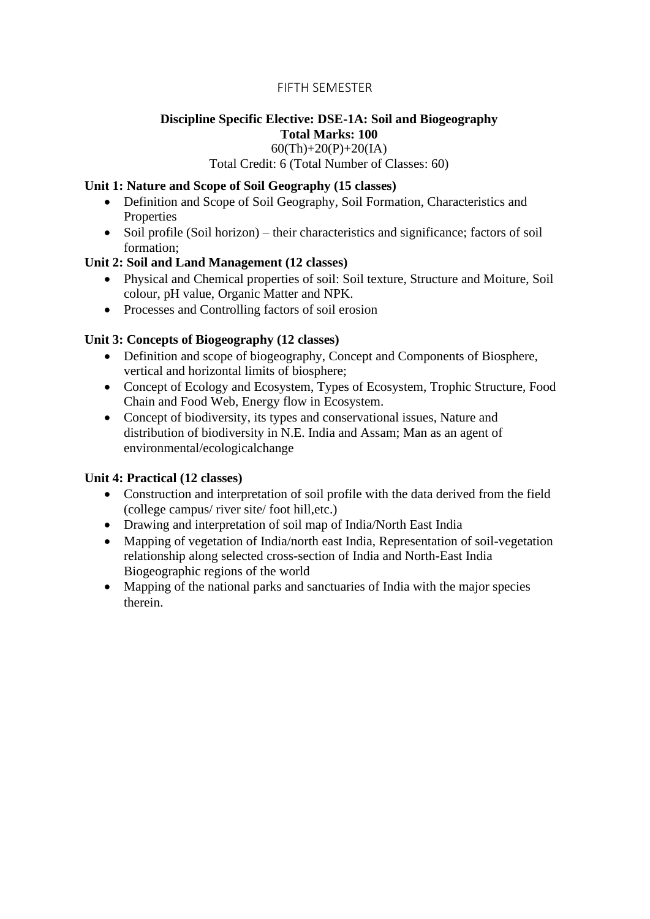FIFTH SEMESTER

**Discipline Specific Elective: DSE-1A: Soil and Biogeography**
**Total Marks: 100**
60(Th)+20(P)+20(IA)
Total Credit: 6 (Total Number of Classes: 60)

**Unit 1: Nature and Scope of Soil Geography (15 classes)**

- Definition and Scope of Soil Geography, Soil Formation, Characteristics and Properties
- Soil profile (Soil horizon) – their characteristics and significance; factors of soil formation;

**Unit 2: Soil and Land Management (12 classes)**

- Physical and Chemical properties of soil: Soil texture, Structure and Moiture, Soil colour, pH value, Organic Matter and NPK.
- Processes and Controlling factors of soil erosion

**Unit 3: Concepts of Biogeography (12 classes)**

- Definition and scope of biogeography, Concept and Components of Biosphere, vertical and horizontal limits of biosphere;
- Concept of Ecology and Ecosystem, Types of Ecosystem, Trophic Structure, Food Chain and Food Web, Energy flow in Ecosystem.
- Concept of biodiversity, its types and conservational issues, Nature and distribution of biodiversity in N.E. India and Assam; Man as an agent of environmental/ecologicalchange

**Unit 4: Practical (12 classes)**

- Construction and interpretation of soil profile with the data derived from the field (college campus/ river site/ foot hill,etc.)
- Drawing and interpretation of soil map of India/North East India
- Mapping of vegetation of India/north east India, Representation of soil-vegetation relationship along selected cross-section of India and North-East India Biogeographic regions of the world
- Mapping of the national parks and sanctuaries of India with the major species therein.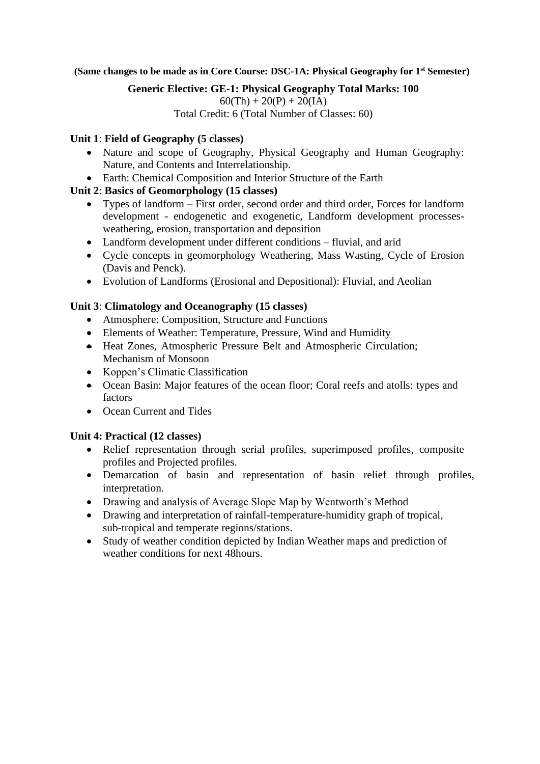**(Same changes to be made as in Core Course: DSC-1A: Physical Geography for 1st Semester)**

**Generic Elective: GE-1: Physical Geography Total Marks: 100**

60(Th) + 20(P) + 20(IA)

Total Credit: 6 (Total Number of Classes: 60)

**Unit 1**: **Field of Geography (5 classes)**

- Nature and scope of Geography, Physical Geography and Human Geography: Nature, and Contents and Interrelationship.
- Earth: Chemical Composition and Interior Structure of the Earth

**Unit 2**: **Basics of Geomorphology (15 classes)**

- Types of landform – First order, second order and third order, Forces for landform development - endogenetic and exogenetic, Landform development processes- weathering, erosion, transportation and deposition
- Landform development under different conditions – fluvial, and arid
- Cycle concepts in geomorphology Weathering, Mass Wasting, Cycle of Erosion (Davis and Penck).
- Evolution of Landforms (Erosional and Depositional): Fluvial, and Aeolian

**Unit 3**: **Climatology and Oceanography (15 classes)**

- Atmosphere: Composition, Structure and Functions
- Elements of Weather: Temperature, Pressure, Wind and Humidity
- Heat Zones, Atmospheric Pressure Belt and Atmospheric Circulation; Mechanism of Monsoon
- Koppen's Climatic Classification
- Ocean Basin: Major features of the ocean floor; Coral reefs and atolls: types and factors
- Ocean Current and Tides

**Unit 4: Practical (12 classes)**

- Relief representation through serial profiles, superimposed profiles, composite profiles and Projected profiles.
- Demarcation of basin and representation of basin relief through profiles, interpretation.
- Drawing and analysis of Average Slope Map by Wentworth's Method
- Drawing and interpretation of rainfall-temperature-humidity graph of tropical, sub-tropical and temperate regions/stations.
- Study of weather condition depicted by Indian Weather maps and prediction of weather conditions for next 48hours.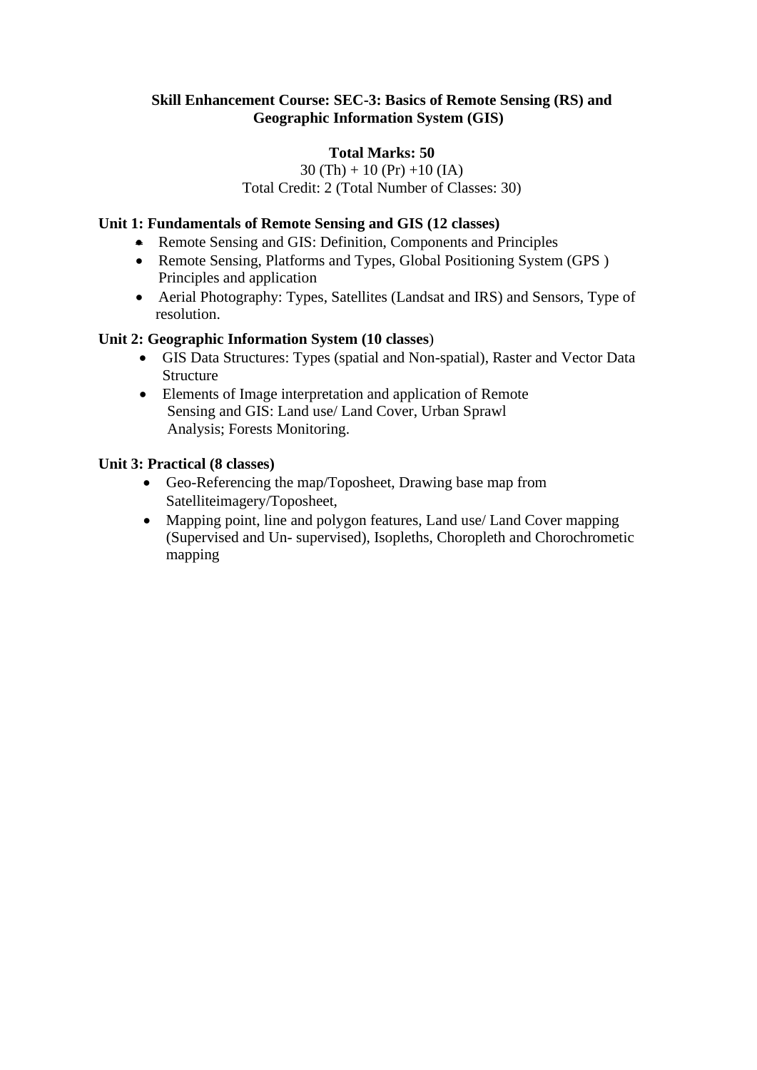**Skill Enhancement Course: SEC-3: Basics of Remote Sensing (RS) and Geographic Information System (GIS)**

**Total Marks: 50**

30 (Th) + 10 (Pr) +10 (IA)

Total Credit: 2 (Total Number of Classes: 30)

**Unit 1: Fundamentals of Remote Sensing and GIS (12 classes)**

- Remote Sensing and GIS: Definition, Components and Principles
- Remote Sensing, Platforms and Types, Global Positioning System (GPS ) Principles and application
- Aerial Photography: Types, Satellites (Landsat and IRS) and Sensors, Type of resolution.

**Unit 2: Geographic Information System (10 classes**)

- GIS Data Structures: Types (spatial and Non-spatial), Raster and Vector Data Structure
- Elements of Image interpretation and application of Remote Sensing and GIS: Land use/ Land Cover, Urban Sprawl Analysis; Forests Monitoring.

**Unit 3: Practical (8 classes)**

- Geo-Referencing the map/Toposheet, Drawing base map from Satelliteimagery/Toposheet,
- Mapping point, line and polygon features, Land use/ Land Cover mapping (Supervised and Un- supervised), Isopleths, Choropleth and Chorochrometic mapping